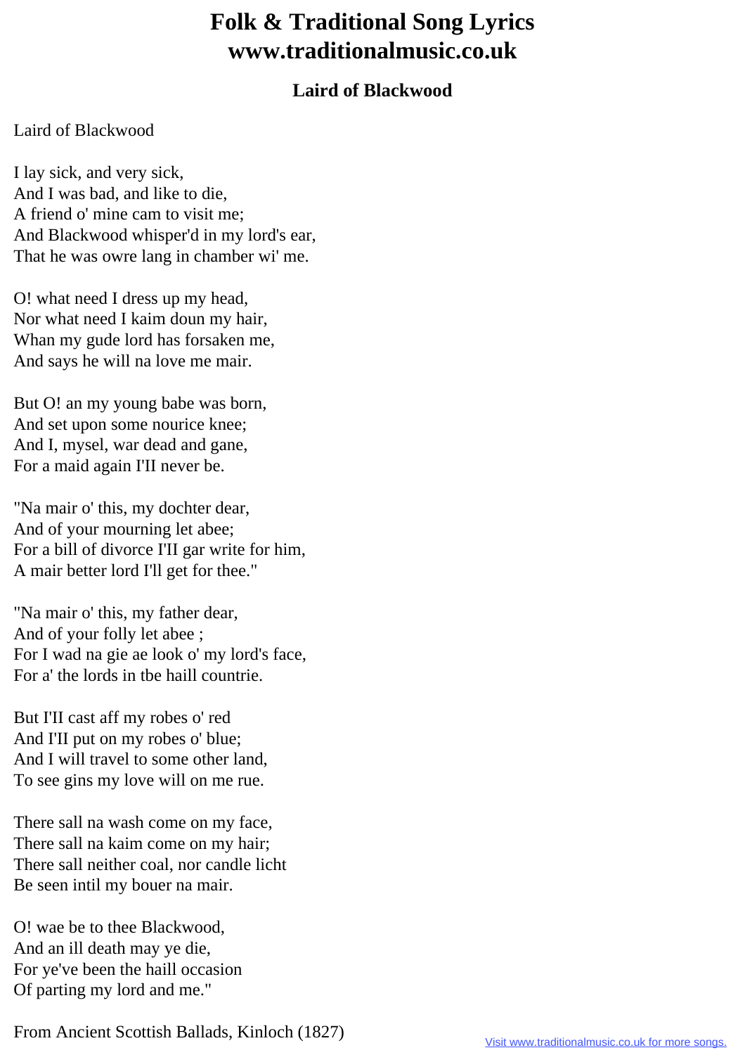# Folk & Traditional Song Lyrics
# www.traditionalmusic.co.uk

### Laird of Blackwood

Laird of Blackwood

I lay sick, and very sick,
And I was bad, and like to die,
A friend o' mine cam to visit me;
And Blackwood whisper'd in my lord's ear,
That he was owre lang in chamber wi' me.

O! what need I dress up my head,
Nor what need I kaim doun my hair,
Whan my gude lord has forsaken me,
And says he will na love me mair.

But O! an my young babe was born,
And set upon some nourice knee;
And I, mysel, war dead and gane,
For a maid again I'II never be.

"Na mair o' this, my dochter dear,
And of your mourning let abee;
For a bill of divorce I'II gar write for him,
A mair better lord I'll get for thee."

"Na mair o' this, my father dear,
And of your folly let abee ;
For I wad na gie ae look o' my lord's face,
For a' the lords in tbe haill countrie.

But I'II cast aff my robes o' red
And I'II put on my robes o' blue;
And I will travel to some other land,
To see gins my love will on me rue.

There sall na wash come on my face,
There sall na kaim come on my hair;
There sall neither coal, nor candle licht
Be seen intil my bouer na mair.

O! wae be to thee Blackwood,
And an ill death may ye die,
For ye've been the haill occasion
Of parting my lord and me."

From Ancient Scottish Ballads, Kinloch (1827)

Visit www.traditionalmusic.co.uk for more songs.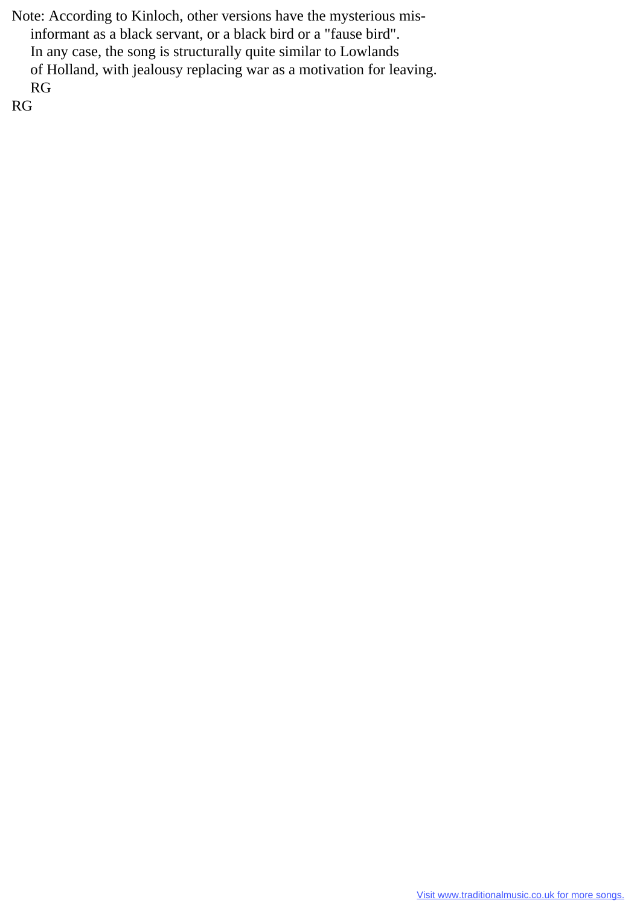Note: According to Kinloch, other versions have the mysterious mis-
informant as a black servant, or a black bird or a "fause bird".
In any case, the song is structurally quite similar to Lowlands
of Holland, with jealousy replacing war as a motivation for leaving.
RG

RG